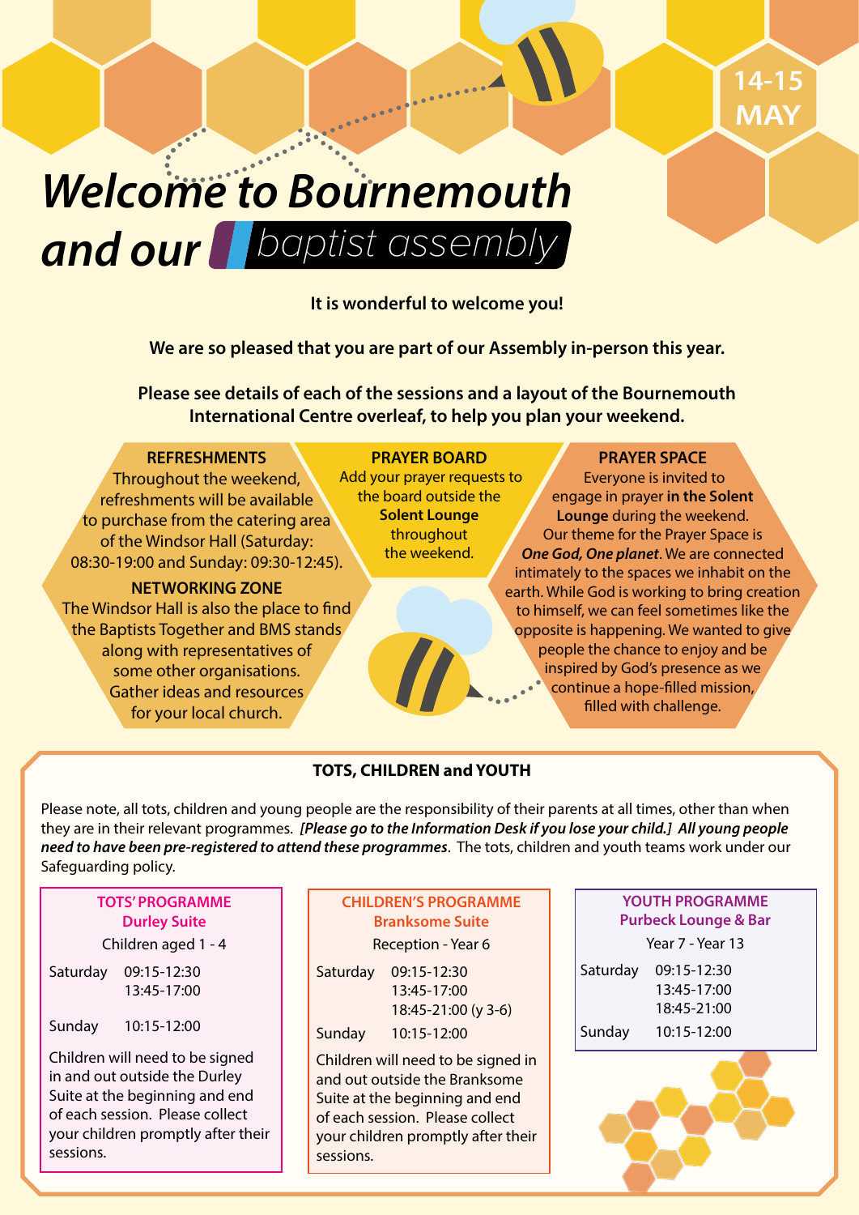14-15 MAY

# Welcome to Bournemouth and our baptist assembly

**It is wonderful to welcome you!**

**We are so pleased that you are part of our Assembly in-person this year.**

**Please see details of each of the sessions and a layout of the Bournemouth International Centre overleaf, to help you plan your weekend.**

### REFRESHMENTS

Throughout the weekend, refreshments will be available to purchase from the catering area of the Windsor Hall (Saturday: 08:30-19:00 and Sunday: 09:30-12:45).

### NETWORKING ZONE

The Windsor Hall is also the place to find the Baptists Together and BMS stands along with representatives of some other organisations. Gather ideas and resources for your local church.

### PRAYER BOARD

Add your prayer requests to the board outside the **Solent Lounge** throughout the weekend.

### PRAYER SPACE

Everyone is invited to engage in prayer **in the Solent Lounge** during the weekend. Our theme for the Prayer Space is ***One God, One planet***. We are connected intimately to the spaces we inhabit on the earth. While God is working to bring creation to himself, we can feel sometimes like the opposite is happening. We wanted to give people the chance to enjoy and be inspired by God's presence as we continue a hope-filled mission, filled with challenge.

## TOTS, CHILDREN and YOUTH

Please note, all tots, children and young people are the responsibility of their parents at all times, other than when they are in their relevant programmes. ***[Please go to the Information Desk if you lose your child.] All young people need to have been pre-registered to attend these programmes***. The tots, children and youth teams work under our Safeguarding policy.

### TOTS' PROGRAMME
**Durley Suite**

Children aged 1 - 4

| | |
|---|---|
| Saturday | 09:15-12:30<br>13:45-17:00 |
| Sunday | 10:15-12:00 |

Children will need to be signed in and out outside the Durley Suite at the beginning and end of each session. Please collect your children promptly after their sessions.

### CHILDREN'S PROGRAMME
**Branksome Suite**

Reception - Year 6

| | |
|---|---|
| Saturday | 09:15-12:30<br>13:45-17:00<br>18:45-21:00 (y 3-6) |
| Sunday | 10:15-12:00 |

Children will need to be signed in and out outside the Branksome Suite at the beginning and end of each session. Please collect your children promptly after their sessions.

### YOUTH PROGRAMME
**Purbeck Lounge & Bar**

Year 7 - Year 13

| | |
|---|---|
| Saturday | 09:15-12:30<br>13:45-17:00<br>18:45-21:00 |
| Sunday | 10:15-12:00 |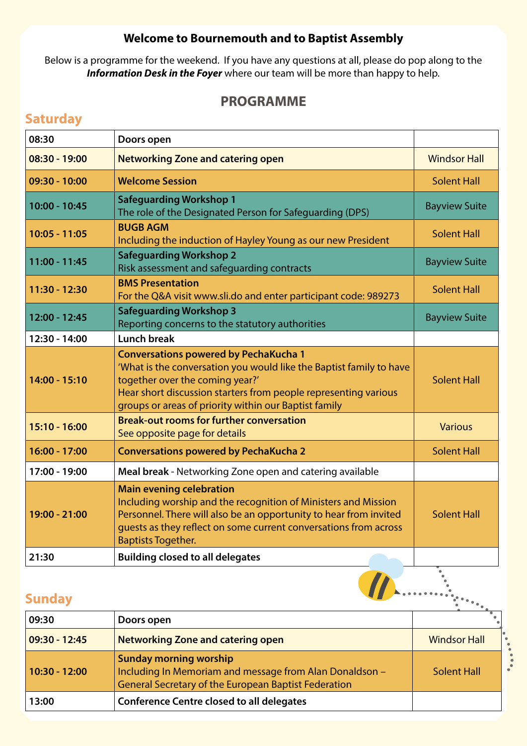**Welcome to Bournemouth and to Baptist Assembly**

Below is a programme for the weekend. If you have any questions at all, please do pop along to the ***Information Desk in the Foyer*** where our team will be more than happy to help.

## PROGRAMME

### Saturday

| Time | Event | Location |
|---|---|---|
| 08:30 | **Doors open** | |
| 08:30 - 19:00 | **Networking Zone and catering open** | Windsor Hall |
| 09:30 - 10:00 | **Welcome Session** | Solent Hall |
| 10:00 - 10:45 | **Safeguarding Workshop 1**<br>The role of the Designated Person for Safeguarding (DPS) | Bayview Suite |
| 10:05 - 11:05 | **BUGB AGM**<br>Including the induction of Hayley Young as our new President | Solent Hall |
| 11:00 - 11:45 | **Safeguarding Workshop 2**<br>Risk assessment and safeguarding contracts | Bayview Suite |
| 11:30 - 12:30 | **BMS Presentation**<br>For the Q&A visit www.sli.do and enter participant code: 989273 | Solent Hall |
| 12:00 - 12:45 | **Safeguarding Workshop 3**<br>Reporting concerns to the statutory authorities | Bayview Suite |
| 12:30 - 14:00 | **Lunch break** | |
| 14:00 - 15:10 | **Conversations powered by PechaKucha 1**<br>'What is the conversation you would like the Baptist family to have together over the coming year?'<br>Hear short discussion starters from people representing various groups or areas of priority within our Baptist family | Solent Hall |
| 15:10 - 16:00 | **Break-out rooms for further conversation**<br>See opposite page for details | Various |
| 16:00 - 17:00 | **Conversations powered by PechaKucha 2** | Solent Hall |
| 17:00 - 19:00 | **Meal break** - Networking Zone open and catering available | |
| 19:00 - 21:00 | **Main evening celebration**<br>Including worship and the recognition of Ministers and Mission Personnel. There will also be an opportunity to hear from invited guests as they reflect on some current conversations from across Baptists Together. | Solent Hall |
| 21:30 | **Building closed to all delegates** | |

### Sunday

| Time | Event | Location |
|---|---|---|
| 09:30 | **Doors open** | |
| 09:30 - 12:45 | **Networking Zone and catering open** | Windsor Hall |
| 10:30 - 12:00 | **Sunday morning worship**<br>Including In Memoriam and message from Alan Donaldson – General Secretary of the European Baptist Federation | Solent Hall |
| 13:00 | **Conference Centre closed to all delegates** | |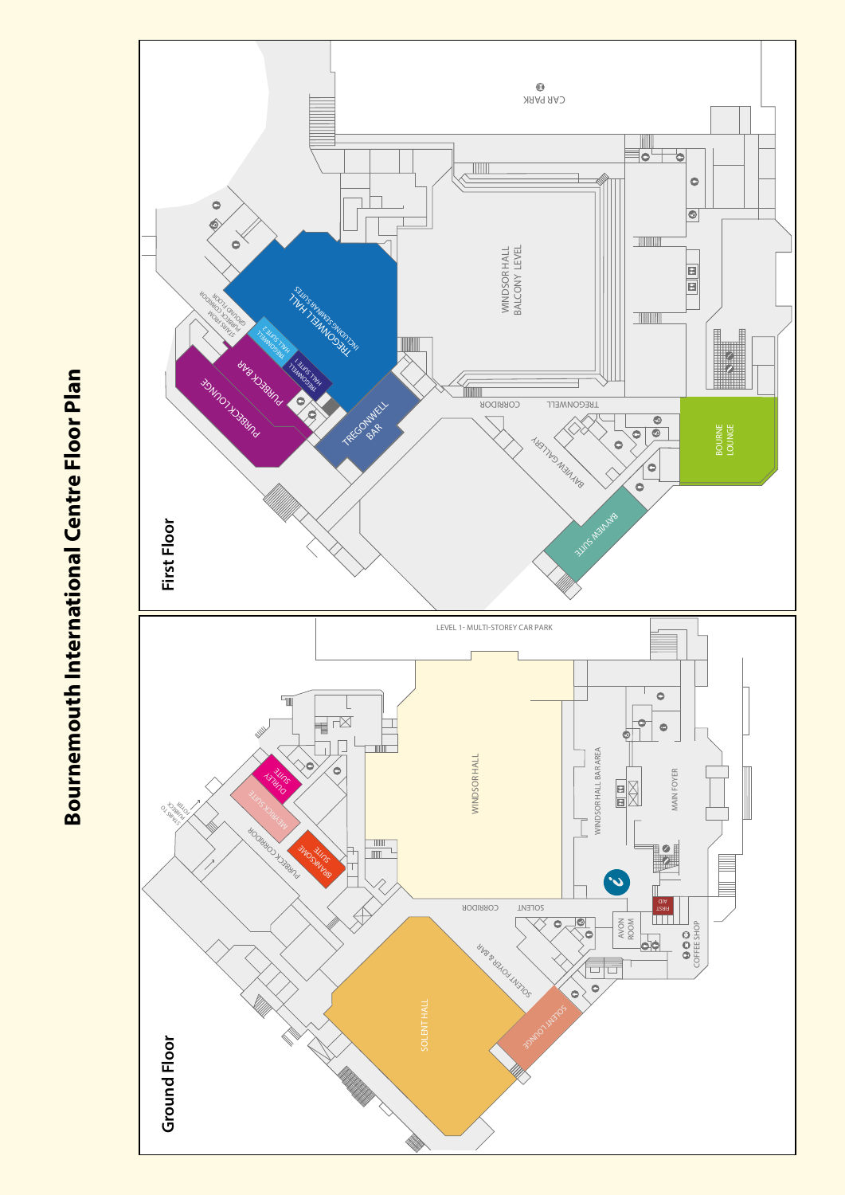# Bournemouth International Centre Floor Plan

## Ground Floor

LEVEL 1- MULTI-STOREY CAR PARK

WINDSOR HALL

WINDSOR HALL BAR AREA

MAIN FOYER

FIRST AID

AVON ROOM

COFFEE SHOP

SOLENT CORRIDOR

SOLENT FOYER & BAR

SOLENT HALL

SOLENT LOUNGE

PURBECK CORRIDOR

DURLEY SUITE

MEYRICK SUITE

BRANKSOME SUITE

STAIRS TO PURBECK FOYER

## First Floor

CAR PARK

WINDSOR HALL BALCONY LEVEL

TREGONWELL HALL INCLUDING SEMINAR SUITES

TREGONWELL HALL SUITE 2

TREGONWELL HALL SUITE 1

TREGONWELL BAR

PURBECK BAR

PURBECK LOUNGE

STAIRS FROM PURBECK CORRIDOR GROUND FLOOR

TREGONWELL CORRIDOR

BAYVIEW GALLERY

BAYVIEW SUITE

BOURNE LOUNGE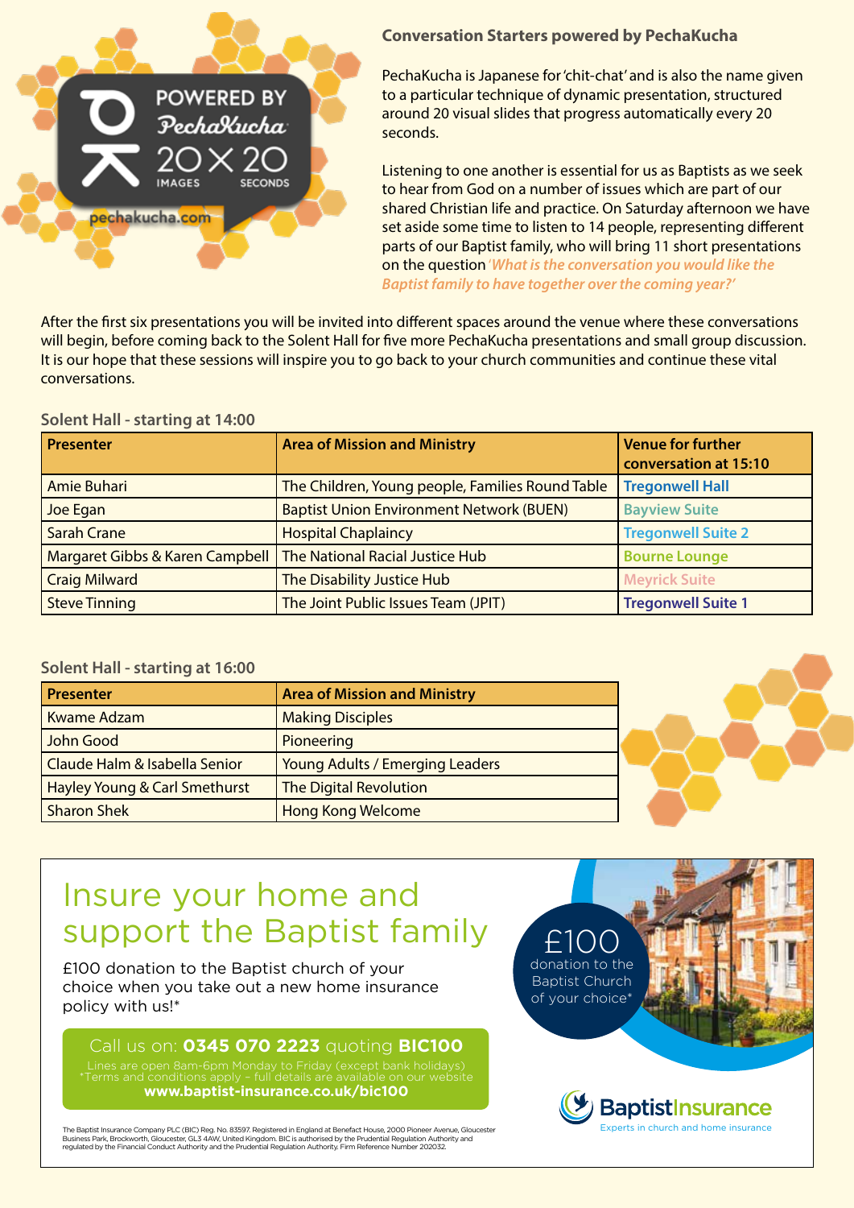POWERED BY PechaKucha 20×20 IMAGES SECONDS

pechakucha.com

## Conversation Starters powered by PechaKucha

PechaKucha is Japanese for 'chit-chat' and is also the name given to a particular technique of dynamic presentation, structured around 20 visual slides that progress automatically every 20 seconds.

Listening to one another is essential for us as Baptists as we seek to hear from God on a number of issues which are part of our shared Christian life and practice. On Saturday afternoon we have set aside some time to listen to 14 people, representing different parts of our Baptist family, who will bring 11 short presentations on the question *'What is the conversation you would like the Baptist family to have together over the coming year?'*

After the first six presentations you will be invited into different spaces around the venue where these conversations will begin, before coming back to the Solent Hall for five more PechaKucha presentations and small group discussion. It is our hope that these sessions will inspire you to go back to your church communities and continue these vital conversations.

### Solent Hall - starting at 14:00

| Presenter | Area of Mission and Ministry | Venue for further conversation at 15:10 |
|---|---|---|
| Amie Buhari | The Children, Young people, Families Round Table | Tregonwell Hall |
| Joe Egan | Baptist Union Environment Network (BUEN) | Bayview Suite |
| Sarah Crane | Hospital Chaplaincy | Tregonwell Suite 2 |
| Margaret Gibbs & Karen Campbell | The National Racial Justice Hub | Bourne Lounge |
| Craig Milward | The Disability Justice Hub | Meyrick Suite |
| Steve Tinning | The Joint Public Issues Team (JPIT) | Tregonwell Suite 1 |

### Solent Hall - starting at 16:00

| Presenter | Area of Mission and Ministry |
|---|---|
| Kwame Adzam | Making Disciples |
| John Good | Pioneering |
| Claude Halm & Isabella Senior | Young Adults / Emerging Leaders |
| Hayley Young & Carl Smethurst | The Digital Revolution |
| Sharon Shek | Hong Kong Welcome |

# Insure your home and support the Baptist family

£100 donation to the Baptist church of your choice when you take out a new home insurance policy with us!*

£100 donation to the Baptist Church of your choice*

Call us on: **0345 070 2223** quoting **BIC100**

Lines are open 8am-6pm Monday to Friday (except bank holidays)
*Terms and conditions apply – full details are available on our website
**www.baptist-insurance.co.uk/bic100**

BaptistInsurance
Experts in church and home insurance

The Baptist Insurance Company PLC (BIC) Reg. No. 83597. Registered in England at Benefact House, 2000 Pioneer Avenue, Gloucester Business Park, Brockworth, Gloucester, GL3 4AW, United Kingdom. BIC is authorised by the Prudential Regulation Authority and regulated by the Financial Conduct Authority and the Prudential Regulation Authority. Firm Reference Number 202032.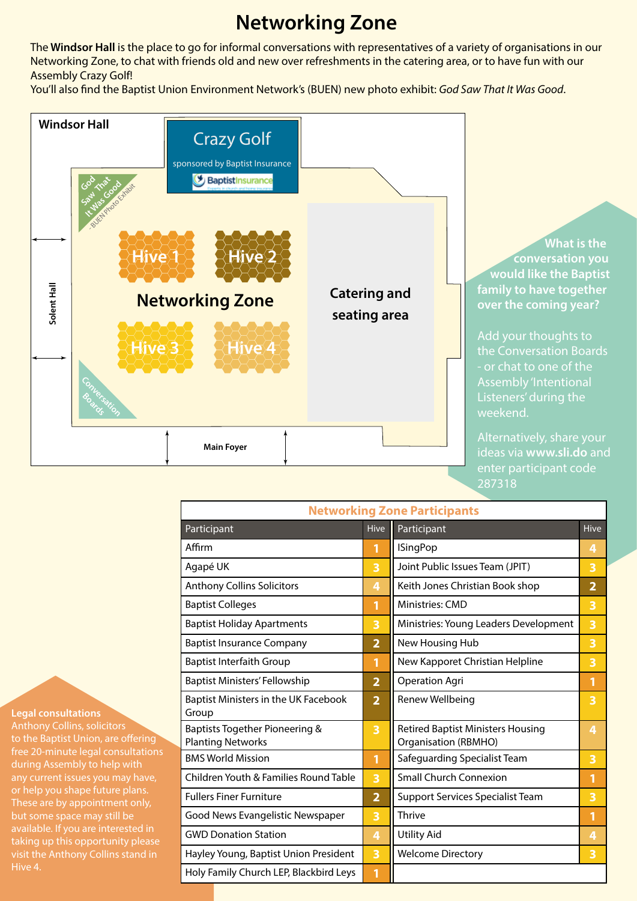# Networking Zone

The **Windsor Hall** is the place to go for informal conversations with representatives of a variety of organisations in our Networking Zone, to chat with friends old and new over refreshments in the catering area, or to have fun with our Assembly Crazy Golf!
You'll also find the Baptist Union Environment Network's (BUEN) new photo exhibit: *God Saw That It Was Good*.

Windsor Hall

Crazy Golf
sponsored by Baptist Insurance

God Saw That It Was Good - BUEN Photo Exhibit

Hive 1 Hive 2

Networking Zone

Hive 3 Hive 4

Catering and seating area

Conversation Boards

Solent Hall

Main Foyer

**What is the conversation you would like the Baptist family to have together over the coming year?**

Add your thoughts to the Conversation Boards - or chat to one of the Assembly 'Intentional Listeners' during the weekend.

Alternatively, share your ideas via **www.sli.do** and enter participant code 287318

## Networking Zone Participants

| Participant | Hive | Participant | Hive |
|---|---|---|---|
| Affirm | 1 | ISingPop | 4 |
| Agapé UK | 3 | Joint Public Issues Team (JPIT) | 3 |
| Anthony Collins Solicitors | 4 | Keith Jones Christian Book shop | 2 |
| Baptist Colleges | 1 | Ministries: CMD | 3 |
| Baptist Holiday Apartments | 3 | Ministries: Young Leaders Development | 3 |
| Baptist Insurance Company | 2 | New Housing Hub | 3 |
| Baptist Interfaith Group | 1 | New Kapporet Christian Helpline | 3 |
| Baptist Ministers' Fellowship | 2 | Operation Agri | 1 |
| Baptist Ministers in the UK Facebook Group | 2 | Renew Wellbeing | 3 |
| Baptists Together Pioneering & Planting Networks | 3 | Retired Baptist Ministers Housing Organisation (RBMHO) | 4 |
| BMS World Mission | 1 | Safeguarding Specialist Team | 3 |
| Children Youth & Families Round Table | 3 | Small Church Connexion | 1 |
| Fullers Finer Furniture | 2 | Support Services Specialist Team | 3 |
| Good News Evangelistic Newspaper | 3 | Thrive | 1 |
| GWD Donation Station | 4 | Utility Aid | 4 |
| Hayley Young, Baptist Union President | 3 | Welcome Directory | 3 |
| Holy Family Church LEP, Blackbird Leys | 1 | | |

**Legal consultations**
Anthony Collins, solicitors to the Baptist Union, are offering free 20-minute legal consultations during Assembly to help with any current issues you may have, or help you shape future plans. These are by appointment only, but some space may still be available. If you are interested in taking up this opportunity please visit the Anthony Collins stand in Hive 4.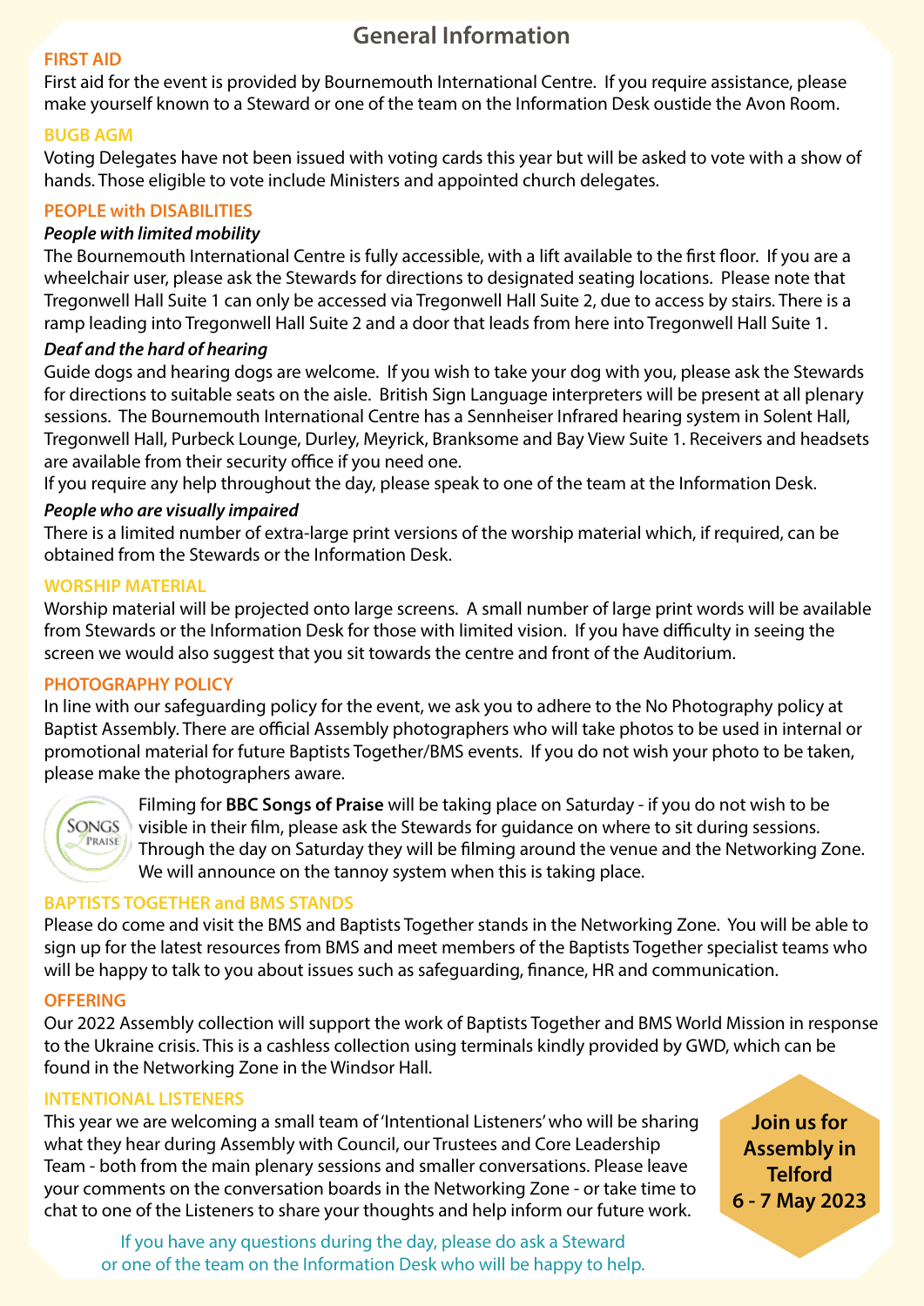# General Information

## FIRST AID

First aid for the event is provided by Bournemouth International Centre. If you require assistance, please make yourself known to a Steward or one of the team on the Information Desk oustide the Avon Room.

## BUGB AGM

Voting Delegates have not been issued with voting cards this year but will be asked to vote with a show of hands. Those eligible to vote include Ministers and appointed church delegates.

## PEOPLE with DISABILITIES

### *People with limited mobility*

The Bournemouth International Centre is fully accessible, with a lift available to the first floor. If you are a wheelchair user, please ask the Stewards for directions to designated seating locations. Please note that Tregonwell Hall Suite 1 can only be accessed via Tregonwell Hall Suite 2, due to access by stairs. There is a ramp leading into Tregonwell Hall Suite 2 and a door that leads from here into Tregonwell Hall Suite 1.

### *Deaf and the hard of hearing*

Guide dogs and hearing dogs are welcome. If you wish to take your dog with you, please ask the Stewards for directions to suitable seats on the aisle. British Sign Language interpreters will be present at all plenary sessions. The Bournemouth International Centre has a Sennheiser Infrared hearing system in Solent Hall, Tregonwell Hall, Purbeck Lounge, Durley, Meyrick, Branksome and Bay View Suite 1. Receivers and headsets are available from their security office if you need one.

If you require any help throughout the day, please speak to one of the team at the Information Desk.

### *People who are visually impaired*

There is a limited number of extra-large print versions of the worship material which, if required, can be obtained from the Stewards or the Information Desk.

## WORSHIP MATERIAL

Worship material will be projected onto large screens. A small number of large print words will be available from Stewards or the Information Desk for those with limited vision. If you have difficulty in seeing the screen we would also suggest that you sit towards the centre and front of the Auditorium.

## PHOTOGRAPHY POLICY

In line with our safeguarding policy for the event, we ask you to adhere to the No Photography policy at Baptist Assembly. There are official Assembly photographers who will take photos to be used in internal or promotional material for future Baptists Together/BMS events. If you do not wish your photo to be taken, please make the photographers aware.

Filming for **BBC Songs of Praise** will be taking place on Saturday - if you do not wish to be visible in their film, please ask the Stewards for guidance on where to sit during sessions. Through the day on Saturday they will be filming around the venue and the Networking Zone. We will announce on the tannoy system when this is taking place.

## BAPTISTS TOGETHER and BMS STANDS

Please do come and visit the BMS and Baptists Together stands in the Networking Zone. You will be able to sign up for the latest resources from BMS and meet members of the Baptists Together specialist teams who will be happy to talk to you about issues such as safeguarding, finance, HR and communication.

## OFFERING

Our 2022 Assembly collection will support the work of Baptists Together and BMS World Mission in response to the Ukraine crisis. This is a cashless collection using terminals kindly provided by GWD, which can be found in the Networking Zone in the Windsor Hall.

## INTENTIONAL LISTENERS

This year we are welcoming a small team of 'Intentional Listeners' who will be sharing what they hear during Assembly with Council, our Trustees and Core Leadership Team - both from the main plenary sessions and smaller conversations. Please leave your comments on the conversation boards in the Networking Zone - or take time to chat to one of the Listeners to share your thoughts and help inform our future work.

**Join us for Assembly in Telford 6 - 7 May 2023**

If you have any questions during the day, please do ask a Steward or one of the team on the Information Desk who will be happy to help.